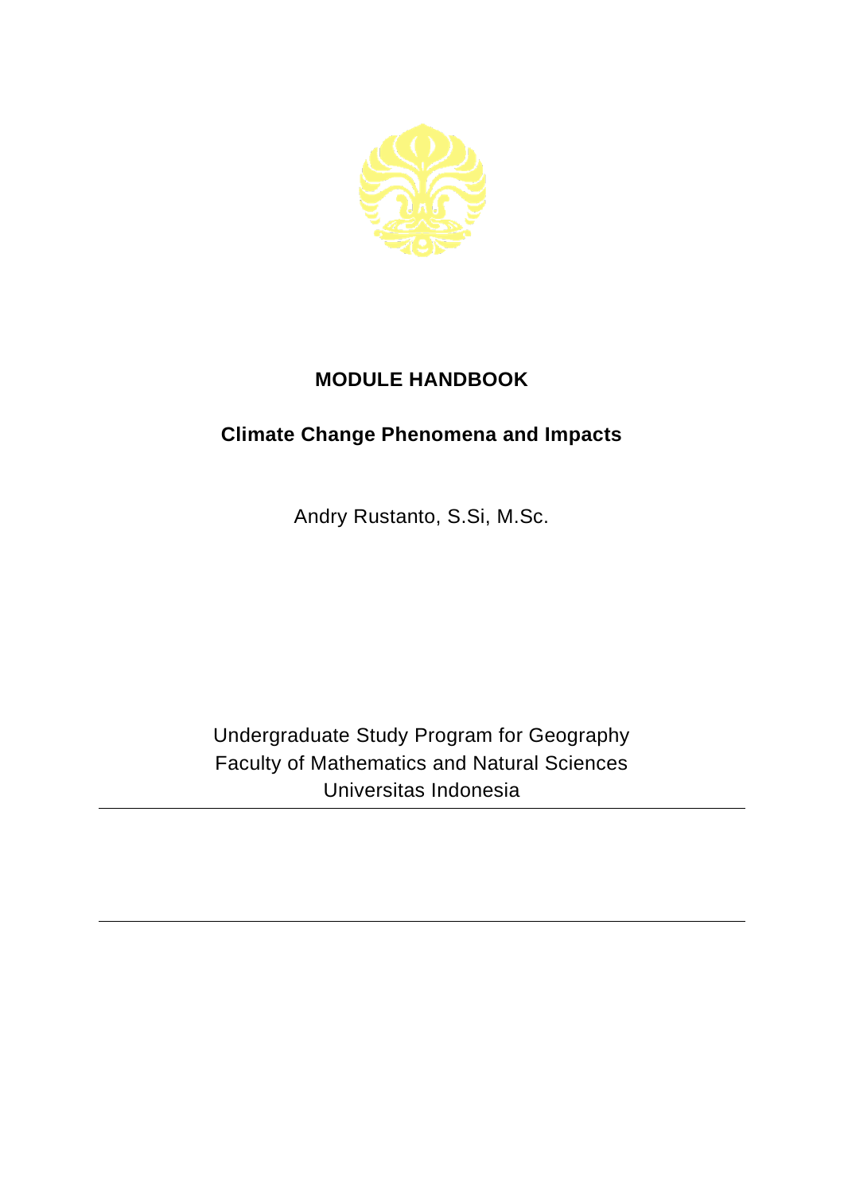# MODULE HANDBOOK

## Climate Change Phenomena and Impacts

Andry Rustanto, S.Si, M.Sc.

Undergraduate Study Program for Geography
Faculty of Mathematics and Natural Sciences
Universitas Indonesia

---

---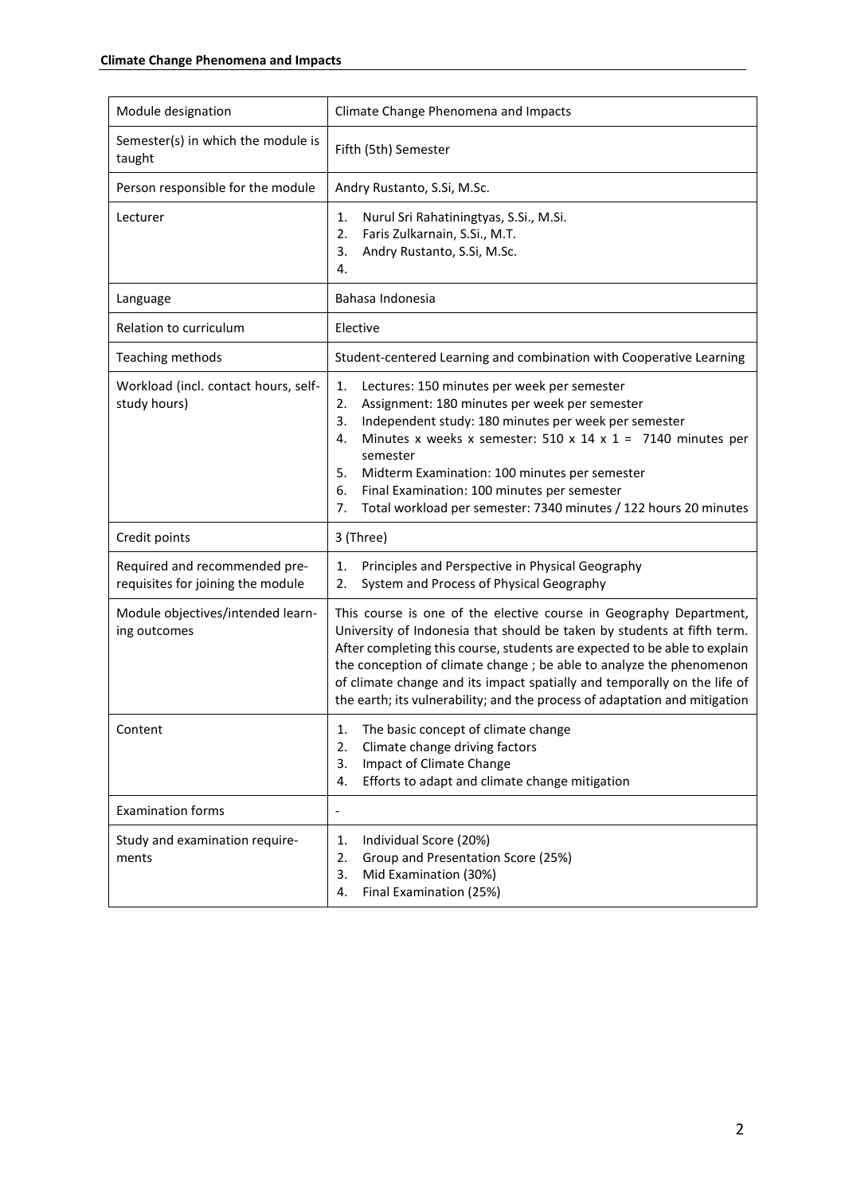| Module designation | Climate Change Phenomena and Impacts |
|---|---|
| Semester(s) in which the module is taught | Fifth (5th) Semester |
| Person responsible for the module | Andry Rustanto, S.Si, M.Sc. |
| Lecturer | 1. Nurul Sri Rahatiningtyas, S.Si., M.Si.<br>2. Faris Zulkarnain, S.Si., M.T.<br>3. Andry Rustanto, S.Si, M.Sc.<br>4. |
| Language | Bahasa Indonesia |
| Relation to curriculum | Elective |
| Teaching methods | Student-centered Learning and combination with Cooperative Learning |
| Workload (incl. contact hours, self-study hours) | 1. Lectures: 150 minutes per week per semester<br>2. Assignment: 180 minutes per week per semester<br>3. Independent study: 180 minutes per week per semester<br>4. Minutes x weeks x semester: 510 x 14 x 1 = 7140 minutes per semester<br>5. Midterm Examination: 100 minutes per semester<br>6. Final Examination: 100 minutes per semester<br>7. Total workload per semester: 7340 minutes / 122 hours 20 minutes |
| Credit points | 3 (Three) |
| Required and recommended pre-requisites for joining the module | 1. Principles and Perspective in Physical Geography<br>2. System and Process of Physical Geography |
| Module objectives/intended learning outcomes | This course is one of the elective course in Geography Department, University of Indonesia that should be taken by students at fifth term. After completing this course, students are expected to be able to explain the conception of climate change ; be able to analyze the phenomenon of climate change and its impact spatially and temporally on the life of the earth; its vulnerability; and the process of adaptation and mitigation |
| Content | 1. The basic concept of climate change<br>2. Climate change driving factors<br>3. Impact of Climate Change<br>4. Efforts to adapt and climate change mitigation |
| Examination forms | - |
| Study and examination requirements | 1. Individual Score (20%)<br>2. Group and Presentation Score (25%)<br>3. Mid Examination (30%)<br>4. Final Examination (25%) |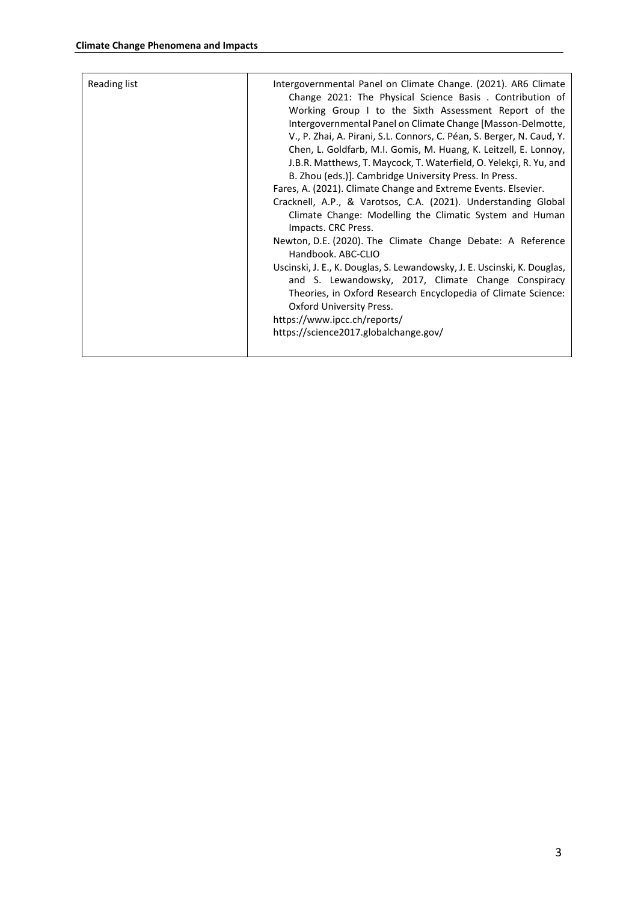| | |
|---|---|
| Reading list | Intergovernmental Panel on Climate Change. (2021). AR6 Climate Change 2021: The Physical Science Basis . Contribution of Working Group I to the Sixth Assessment Report of the Intergovernmental Panel on Climate Change [Masson-Delmotte, V., P. Zhai, A. Pirani, S.L. Connors, C. Péan, S. Berger, N. Caud, Y. Chen, L. Goldfarb, M.I. Gomis, M. Huang, K. Leitzell, E. Lonnoy, J.B.R. Matthews, T. Maycock, T. Waterfield, O. Yelekçi, R. Yu, and B. Zhou (eds.)]. Cambridge University Press. In Press.<br>Fares, A. (2021). Climate Change and Extreme Events. Elsevier.<br>Cracknell, A.P., & Varotsos, C.A. (2021). Understanding Global Climate Change: Modelling the Climatic System and Human Impacts. CRC Press.<br>Newton, D.E. (2020). The Climate Change Debate: A Reference Handbook. ABC-CLIO<br>Uscinski, J. E., K. Douglas, S. Lewandowsky, J. E. Uscinski, K. Douglas, and S. Lewandowsky, 2017, Climate Change Conspiracy Theories, in Oxford Research Encyclopedia of Climate Science: Oxford University Press.<br>https://www.ipcc.ch/reports/<br>https://science2017.globalchange.gov/ |